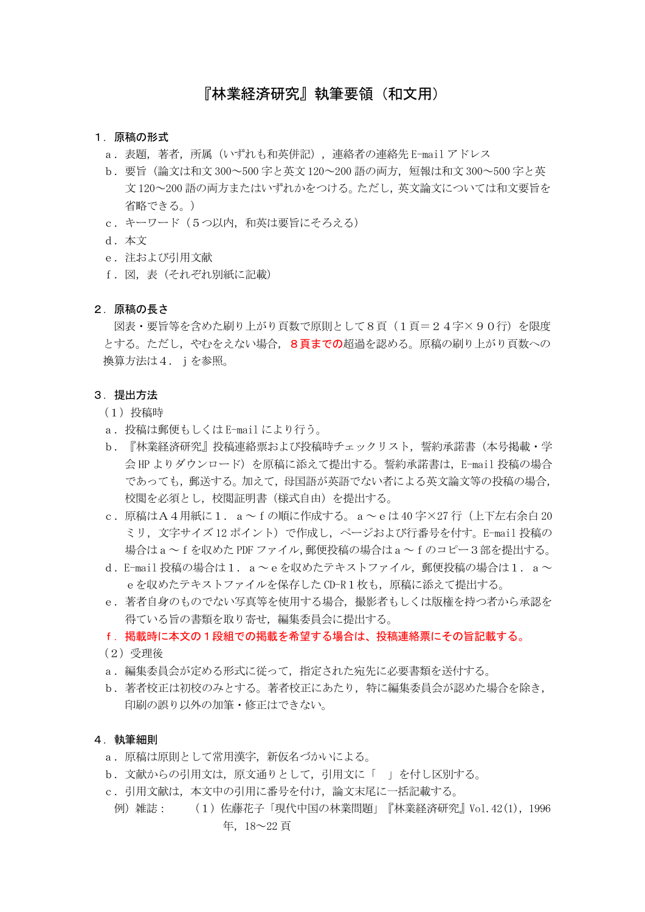# 『林業経済研究』執筆要領（和文用）

## １．原稿の形式

ａ．表題，著者，所属（いずれも和英併記），連絡者の連絡先 E-mail アドレス

ｂ．要旨（論文は和文 300～500 字と英文 120～200 語の両方，短報は和文 300～500 字と英文 120～200 語の両方またはいずれかをつける。ただし，英文論文については和文要旨を省略できる。）

ｃ．キーワード（５つ以内，和英は要旨にそろえる）

ｄ．本文

ｅ．注および引用文献

ｆ．図，表（それぞれ別紙に記載）

## ２．原稿の長さ

図表・要旨等を含めた刷り上がり頁数で原則として８頁（１頁＝２４字×９０行）を限度とする。ただし，やむをえない場合，８頁までの超過を認める。原稿の刷り上がり頁数への換算方法は４．ｊを参照。

## ３．提出方法

（１）投稿時

ａ．投稿は郵便もしくは E-mail により行う。

ｂ．『林業経済研究』投稿連絡票および投稿時チェックリスト，誓約承諾書（本号掲載・学会 HP よりダウンロード）を原稿に添えて提出する。誓約承諾書は，E-mail 投稿の場合であっても，郵送する。加えて，母国語が英語でない者による英文論文等の投稿の場合，校閲を必須とし，校閲証明書（様式自由）を提出する。

ｃ．原稿はＡ４用紙に１．ａ～ｆの順に作成する。ａ～ｅは 40 字×27 行（上下左右余白 20 ミリ，文字サイズ 12 ポイント）で作成し，ページおよび行番号を付す。E-mail 投稿の場合はａ～ｆを収めた PDF ファイル，郵便投稿の場合はａ～ｆのコピー３部を提出する。

ｄ．E-mail 投稿の場合は１．ａ～ｅを収めたテキストファイル，郵便投稿の場合は１．ａ～ｅを収めたテキストファイルを保存した CD-R１枚も，原稿に添えて提出する。

ｅ．著者自身のものでない写真等を使用する場合，撮影者もしくは版権を持つ者から承認を得ている旨の書類を取り寄せ，編集委員会に提出する。

**ｆ．掲載時に本文の１段組での掲載を希望する場合は、投稿連絡票にその旨記載する。**

（２）受理後

ａ．編集委員会が定める形式に従って，指定された宛先に必要書類を送付する。

ｂ．著者校正は初校のみとする。著者校正にあたり，特に編集委員会が認めた場合を除き，印刷の誤り以外の加筆・修正はできない。

## ４．執筆細則

ａ．原稿は原則として常用漢字，新仮名づかいによる。

ｂ．文献からの引用文は，原文通りとして，引用文に「　」を付し区別する。

ｃ．引用文献は，本文中の引用に番号を付け，論文末尾に一括記載する。

例）雑誌：　　（１）佐藤花子「現代中国の林業問題」『林業経済研究』Vol.42(1)，1996 年，18～22 頁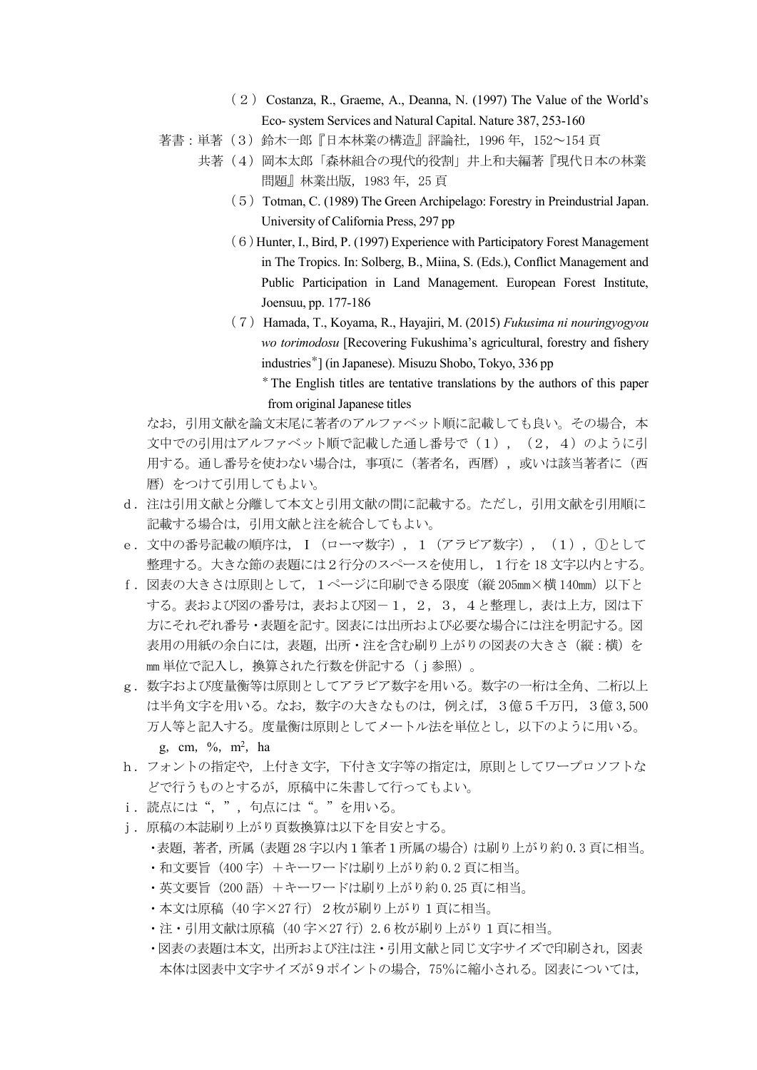（２） Costanza, R., Graeme, A., Deanna, N. (1997) The Value of the World's Eco- system Services and Natural Capital. Nature 387, 253-160

著書：単著（３）鈴木一郎『日本林業の構造』評論社，1996 年，152～154 頁

共著（４）岡本太郎「森林組合の現代的役割」井上和夫編著『現代日本の林業問題』林業出版，1983 年，25 頁

（５） Totman, C. (1989) The Green Archipelago: Forestry in Preindustrial Japan. University of California Press, 297 pp

（６）Hunter, I., Bird, P. (1997) Experience with Participatory Forest Management in The Tropics. In: Solberg, B., Miina, S. (Eds.), Conflict Management and Public Participation in Land Management. European Forest Institute, Joensuu, pp. 177-186

（７） Hamada, T., Koyama, R., Hayajiri, M. (2015) *Fukusima ni nouringyogyou wo torimodosu* [Recovering Fukushima's agricultural, forestry and fishery industries*] (in Japanese). Misuzu Shobo, Tokyo, 336 pp

\* The English titles are tentative translations by the authors of this paper from original Japanese titles

なお，引用文献を論文末尾に著者のアルファベット順に記載しても良い。その場合，本文中での引用はアルファベット順で記載した通し番号で（１），（２，４）のように引用する。通し番号を使わない場合は，事項に（著者名，西暦），或いは該当著者に（西暦）をつけて引用してもよい。

ｄ．注は引用文献と分離して本文と引用文献の間に記載する。ただし，引用文献を引用順に記載する場合は，引用文献と注を統合してもよい。

ｅ．文中の番号記載の順序は，Ⅰ（ローマ数字），１（アラビア数字），（１），①として整理する。大きな節の表題には２行分のスペースを使用し，１行を 18 文字以内とする。

ｆ．図表の大きさは原則として，１ページに印刷できる限度（縦 205㎜×横 140㎜）以下とする。表および図の番号は，表および図－１，２，３，４と整理し，表は上方，図は下方にそれぞれ番号・表題を記す。図表には出所および必要な場合には注を明記する。図表用の用紙の余白には，表題，出所・注を含む刷り上がりの図表の大きさ（縦：横）を㎜単位で記入し，換算された行数を併記する（ｊ参照）。

ｇ．数字および度量衡等は原則としてアラビア数字を用いる。数字の一桁は全角、二桁以上は半角文字を用いる。なお，数字の大きなものは，例えば，３億５千万円，３億 3,500 万人等と記入する。度量衡は原則としてメートル法を単位とし，以下のように用いる。
g，cm，%，$m^2$，ha

ｈ．フォントの指定や，上付き文字，下付き文字等の指定は，原則としてワープロソフトなどで行うものとするが，原稿中に朱書して行ってもよい。

ｉ．読点には“，”，句点には“。”を用いる。

ｊ．原稿の本誌刷り上がり頁数換算は以下を目安とする。

- 表題，著者，所属（表題 28 字以内１筆者１所属の場合）は刷り上がり約 0.3 頁に相当。
- 和文要旨（400 字）＋キーワードは刷り上がり約 0.2 頁に相当。
- 英文要旨（200 語）＋キーワードは刷り上がり約 0.25 頁に相当。
- 本文は原稿（40 字×27 行）２枚が刷り上がり１頁に相当。
- 注・引用文献は原稿（40 字×27 行）2.6 枚が刷り上がり１頁に相当。
- 図表の表題は本文，出所および注は注・引用文献と同じ文字サイズで印刷され，図表本体は図表中文字サイズが９ポイントの場合，75%に縮小される。図表については，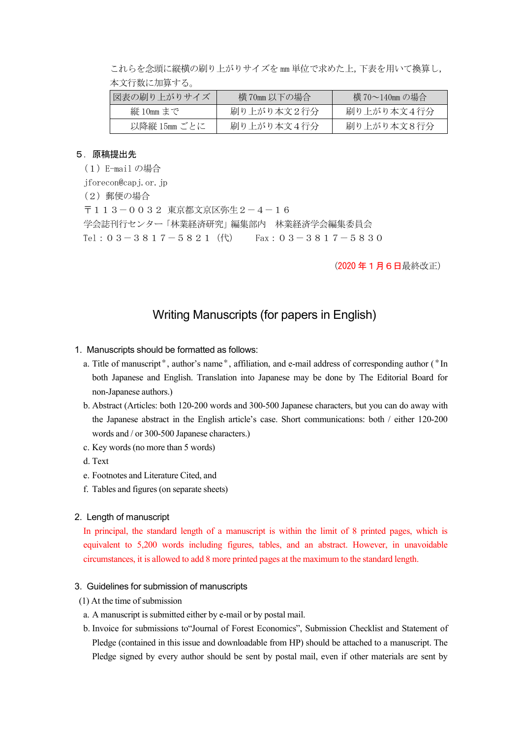これらを念頭に縦横の刷り上がりサイズを mm 単位で求めた上，下表を用いて換算し，本文行数に加算する。

| 図表の刷り上がりサイズ | 横 70mm 以下の場合 | 横 70～140mm の場合 |
|---|---|---|
| 縦 10mm まで | 刷り上がり本文２行分 | 刷り上がり本文４行分 |
| 以降縦 15mm ごとに | 刷り上がり本文４行分 | 刷り上がり本文８行分 |

## ５．原稿提出先

（１）E-mail の場合

jforecon@capj.or.jp

（２）郵便の場合

〒１１３－００３２　東京都文京区弥生２－４－１６

学会誌刊行センター「林業経済研究」編集部内　林業経済学会編集委員会

Tel：０３－３８１７－５８２１（代）　　Fax：０３－３８１７－５８３０

（2020 年１月６日最終改正）

# Writing Manuscripts (for papers in English)

## 1. Manuscripts should be formatted as follows:

a. Title of manuscript*, author's name*, affiliation, and e-mail address of corresponding author (*In both Japanese and English. Translation into Japanese may be done by The Editorial Board for non-Japanese authors.)

b. Abstract (Articles: both 120-200 words and 300-500 Japanese characters, but you can do away with the Japanese abstract in the English article's case. Short communications: both / either 120-200 words and / or 300-500 Japanese characters.)

c. Key words (no more than 5 words)

d. Text

e. Footnotes and Literature Cited, and

f. Tables and figures (on separate sheets)

## 2. Length of manuscript

In principal, the standard length of a manuscript is within the limit of 8 printed pages, which is equivalent to 5,200 words including figures, tables, and an abstract. However, in unavoidable circumstances, it is allowed to add 8 more printed pages at the maximum to the standard length.

## 3. Guidelines for submission of manuscripts

(1) At the time of submission

a. A manuscript is submitted either by e-mail or by postal mail.

b. Invoice for submissions to"Journal of Forest Economics", Submission Checklist and Statement of Pledge (contained in this issue and downloadable from HP) should be attached to a manuscript. The Pledge signed by every author should be sent by postal mail, even if other materials are sent by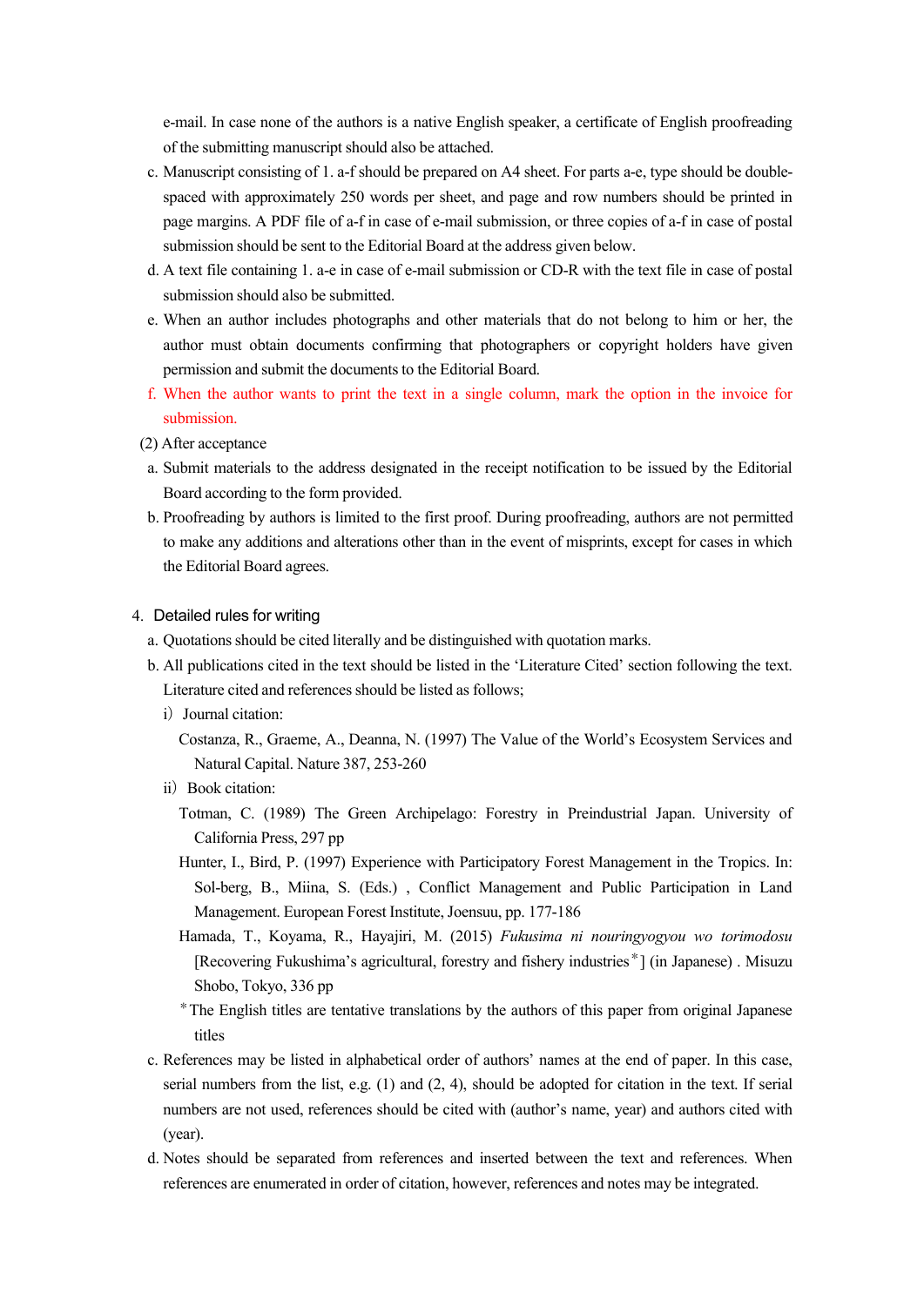e-mail. In case none of the authors is a native English speaker, a certificate of English proofreading of the submitting manuscript should also be attached.

c. Manuscript consisting of 1. a-f should be prepared on A4 sheet. For parts a-e, type should be double-spaced with approximately 250 words per sheet, and page and row numbers should be printed in page margins. A PDF file of a-f in case of e-mail submission, or three copies of a-f in case of postal submission should be sent to the Editorial Board at the address given below.

d. A text file containing 1. a-e in case of e-mail submission or CD-R with the text file in case of postal submission should also be submitted.

e. When an author includes photographs and other materials that do not belong to him or her, the author must obtain documents confirming that photographers or copyright holders have given permission and submit the documents to the Editorial Board.

f. When the author wants to print the text in a single column, mark the option in the invoice for submission.

(2) After acceptance

a. Submit materials to the address designated in the receipt notification to be issued by the Editorial Board according to the form provided.

b. Proofreading by authors is limited to the first proof. During proofreading, authors are not permitted to make any additions and alterations other than in the event of misprints, except for cases in which the Editorial Board agrees.

## 4. Detailed rules for writing

a. Quotations should be cited literally and be distinguished with quotation marks.

b. All publications cited in the text should be listed in the ‘Literature Cited’ section following the text. Literature cited and references should be listed as follows;

i) Journal citation:

Costanza, R., Graeme, A., Deanna, N. (1997) The Value of the World’s Ecosystem Services and Natural Capital. Nature 387, 253-260

ii) Book citation:

Totman, C. (1989) The Green Archipelago: Forestry in Preindustrial Japan. University of California Press, 297 pp

Hunter, I., Bird, P. (1997) Experience with Participatory Forest Management in the Tropics. In: Sol-berg, B., Miina, S. (Eds.) , Conflict Management and Public Participation in Land Management. European Forest Institute, Joensuu, pp. 177-186

Hamada, T., Koyama, R., Hayajiri, M. (2015) *Fukusima ni nouringyogyou wo torimodosu* [Recovering Fukushima’s agricultural, forestry and fishery industries*] (in Japanese) . Misuzu Shobo, Tokyo, 336 pp

*The English titles are tentative translations by the authors of this paper from original Japanese titles

c. References may be listed in alphabetical order of authors’ names at the end of paper. In this case, serial numbers from the list, e.g. (1) and (2, 4), should be adopted for citation in the text. If serial numbers are not used, references should be cited with (author’s name, year) and authors cited with (year).

d. Notes should be separated from references and inserted between the text and references. When references are enumerated in order of citation, however, references and notes may be integrated.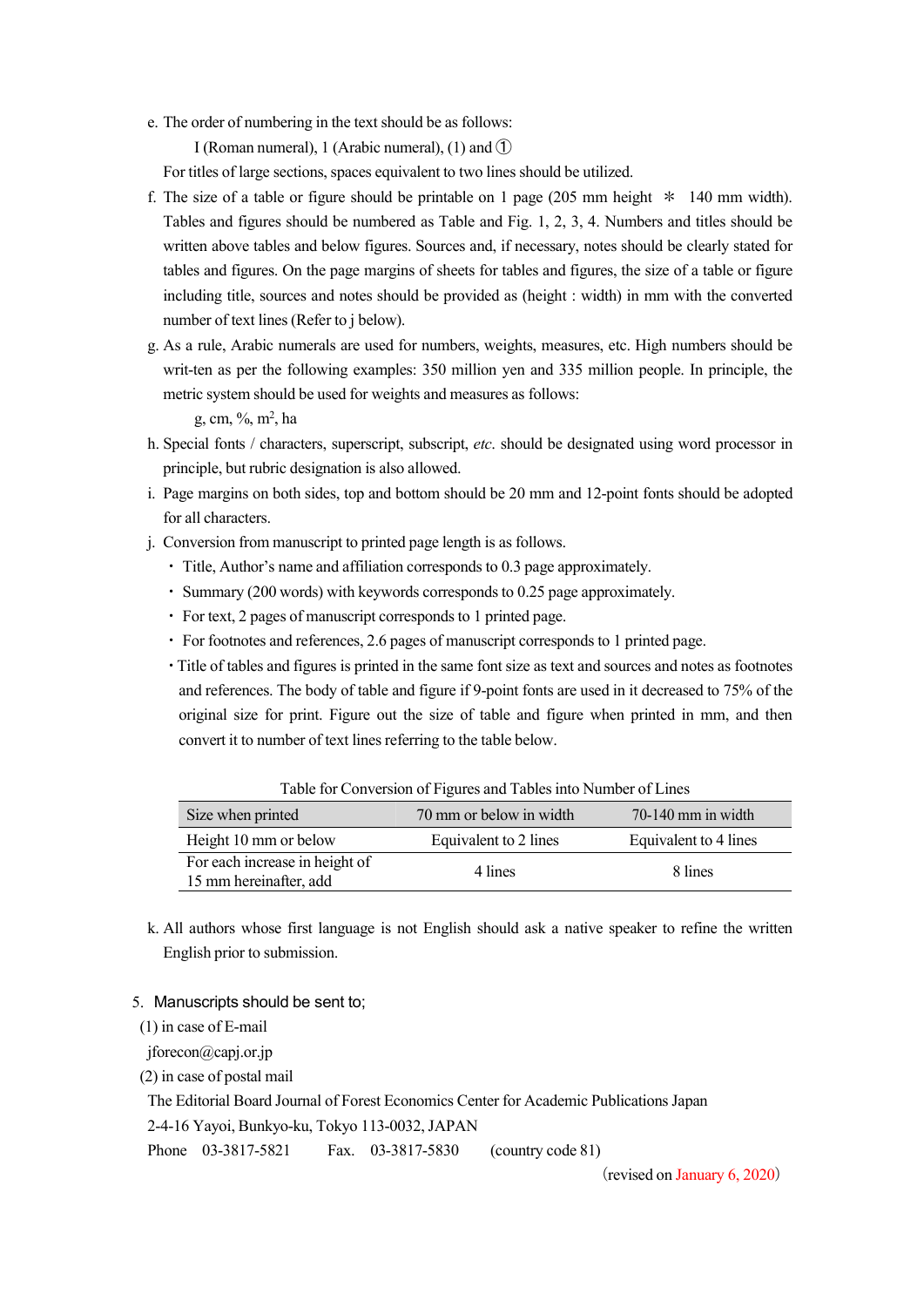e. The order of numbering in the text should be as follows:

   I (Roman numeral), 1 (Arabic numeral), (1) and ①

   For titles of large sections, spaces equivalent to two lines should be utilized.

f. The size of a table or figure should be printable on 1 page (205 mm height ＊ 140 mm width). Tables and figures should be numbered as Table and Fig. 1, 2, 3, 4. Numbers and titles should be written above tables and below figures. Sources and, if necessary, notes should be clearly stated for tables and figures. On the page margins of sheets for tables and figures, the size of a table or figure including title, sources and notes should be provided as (height : width) in mm with the converted number of text lines (Refer to j below).

g. As a rule, Arabic numerals are used for numbers, weights, measures, etc. High numbers should be writ-ten as per the following examples: 350 million yen and 335 million people. In principle, the metric system should be used for weights and measures as follows:

   g, cm, %, $m^2$, ha

h. Special fonts / characters, superscript, subscript, *etc*. should be designated using word processor in principle, but rubric designation is also allowed.

i. Page margins on both sides, top and bottom should be 20 mm and 12-point fonts should be adopted for all characters.

j. Conversion from manuscript to printed page length is as follows.

   - Title, Author's name and affiliation corresponds to 0.3 page approximately.
   - Summary (200 words) with keywords corresponds to 0.25 page approximately.
   - For text, 2 pages of manuscript corresponds to 1 printed page.
   - For footnotes and references, 2.6 pages of manuscript corresponds to 1 printed page.
   - Title of tables and figures is printed in the same font size as text and sources and notes as footnotes and references. The body of table and figure if 9-point fonts are used in it decreased to 75% of the original size for print. Figure out the size of table and figure when printed in mm, and then convert it to number of text lines referring to the table below.

Table for Conversion of Figures and Tables into Number of Lines

| Size when printed | 70 mm or below in width | 70-140 mm in width |
|---|---|---|
| Height 10 mm or below | Equivalent to 2 lines | Equivalent to 4 lines |
| For each increase in height of 15 mm hereinafter, add | 4 lines | 8 lines |

k. All authors whose first language is not English should ask a native speaker to refine the written English prior to submission.

5. Manuscripts should be sent to;

(1) in case of E-mail

jforecon@capj.or.jp

(2) in case of postal mail

The Editorial Board Journal of Forest Economics Center for Academic Publications Japan

2-4-16 Yayoi, Bunkyo-ku, Tokyo 113-0032, JAPAN

Phone 03-3817-5821  Fax. 03-3817-5830  (country code 81)

(revised on January 6, 2020)